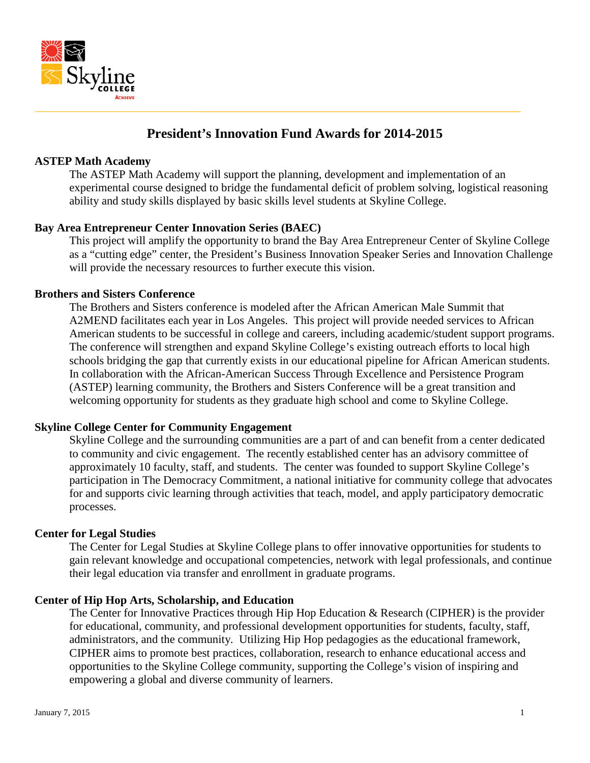# President's Innovation Fund Awards for 2014-2015

### ASTEP Math Academy

The ASTEP Math Academy will support the planning, development and implementation of an experimental course designed to bridge the fundamental deficit of problem solving, logistical reasoning ability and study skills displayed by basic skills level students at Skyline College.

### Bay Area Entrepreneur Center Innovation Series (BAEC)

This project will amplify the opportunity to brand the Bay Area Entrepreneur Center of Skyline College as a "cutting edge" center, the President's Business Innovation Speaker Series and Innovation Challenge will provide the necessary resources to further execute this vision.

### Brothers and Sisters Conference

The Brothers and Sisters conference is modeled after the African American Male Summit that A2MEND facilitates each year in Los Angeles. This project will provide needed services to African American students to be successful in college and careers, including academic/student support programs. The conference will strengthen and expand Skyline College's existing outreach efforts to local high schools bridging the gap that currently exists in our educational pipeline for African American students. In collaboration with the African-American Success Through Excellence and Persistence Program (ASTEP) learning community, the Brothers and Sisters Conference will be a great transition and welcoming opportunity for students as they graduate high school and come to Skyline College.

### Skyline College Center for Community Engagement

Skyline College and the surrounding communities are a part of and can benefit from a center dedicated to community and civic engagement. The recently established center has an advisory committee of approximately 10 faculty, staff, and students. The center was founded to support Skyline College's participation in The Democracy Commitment, a national initiative for community college that advocates for and supports civic learning through activities that teach, model, and apply participatory democratic processes.

### Center for Legal Studies

The Center for Legal Studies at Skyline College plans to offer innovative opportunities for students to gain relevant knowledge and occupational competencies, network with legal professionals, and continue their legal education via transfer and enrollment in graduate programs.

### Center of Hip Hop Arts, Scholarship, and Education

The Center for Innovative Practices through Hip Hop Education & Research (CIPHER) is the provider for educational, community, and professional development opportunities for students, faculty, staff, administrators, and the community. Utilizing Hip Hop pedagogies as the educational framework, CIPHER aims to promote best practices, collaboration, research to enhance educational access and opportunities to the Skyline College community, supporting the College's vision of inspiring and empowering a global and diverse community of learners.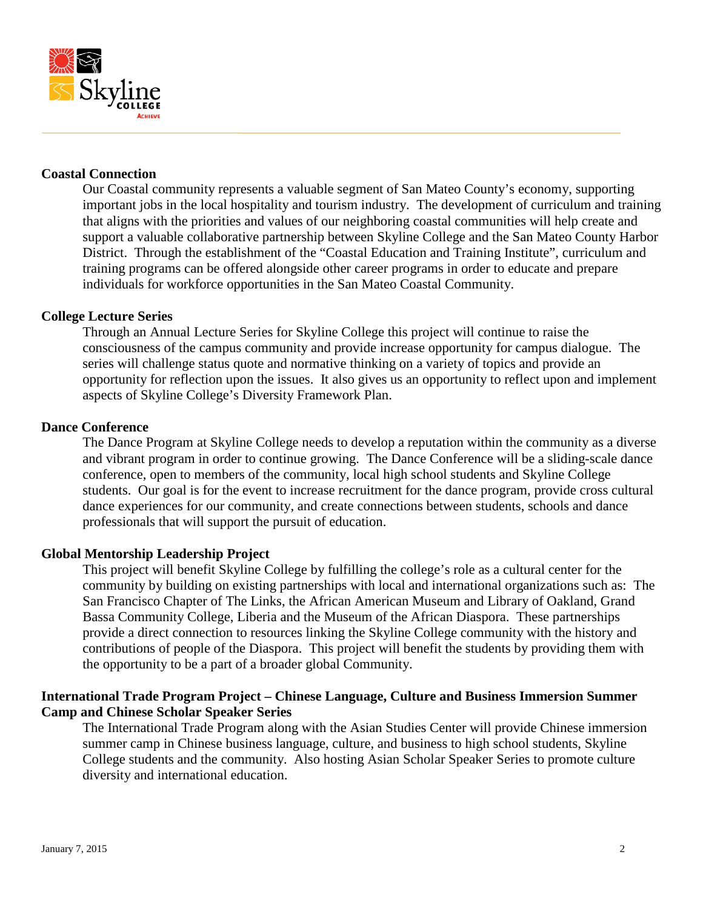**Coastal Connection**

Our Coastal community represents a valuable segment of San Mateo County's economy, supporting important jobs in the local hospitality and tourism industry. The development of curriculum and training that aligns with the priorities and values of our neighboring coastal communities will help create and support a valuable collaborative partnership between Skyline College and the San Mateo County Harbor District. Through the establishment of the "Coastal Education and Training Institute", curriculum and training programs can be offered alongside other career programs in order to educate and prepare individuals for workforce opportunities in the San Mateo Coastal Community.

**College Lecture Series**

Through an Annual Lecture Series for Skyline College this project will continue to raise the consciousness of the campus community and provide increase opportunity for campus dialogue. The series will challenge status quote and normative thinking on a variety of topics and provide an opportunity for reflection upon the issues. It also gives us an opportunity to reflect upon and implement aspects of Skyline College's Diversity Framework Plan.

**Dance Conference**

The Dance Program at Skyline College needs to develop a reputation within the community as a diverse and vibrant program in order to continue growing. The Dance Conference will be a sliding-scale dance conference, open to members of the community, local high school students and Skyline College students. Our goal is for the event to increase recruitment for the dance program, provide cross cultural dance experiences for our community, and create connections between students, schools and dance professionals that will support the pursuit of education.

**Global Mentorship Leadership Project**

This project will benefit Skyline College by fulfilling the college's role as a cultural center for the community by building on existing partnerships with local and international organizations such as: The San Francisco Chapter of The Links, the African American Museum and Library of Oakland, Grand Bassa Community College, Liberia and the Museum of the African Diaspora. These partnerships provide a direct connection to resources linking the Skyline College community with the history and contributions of people of the Diaspora. This project will benefit the students by providing them with the opportunity to be a part of a broader global Community.

**International Trade Program Project – Chinese Language, Culture and Business Immersion Summer Camp and Chinese Scholar Speaker Series**

The International Trade Program along with the Asian Studies Center will provide Chinese immersion summer camp in Chinese business language, culture, and business to high school students, Skyline College students and the community. Also hosting Asian Scholar Speaker Series to promote culture diversity and international education.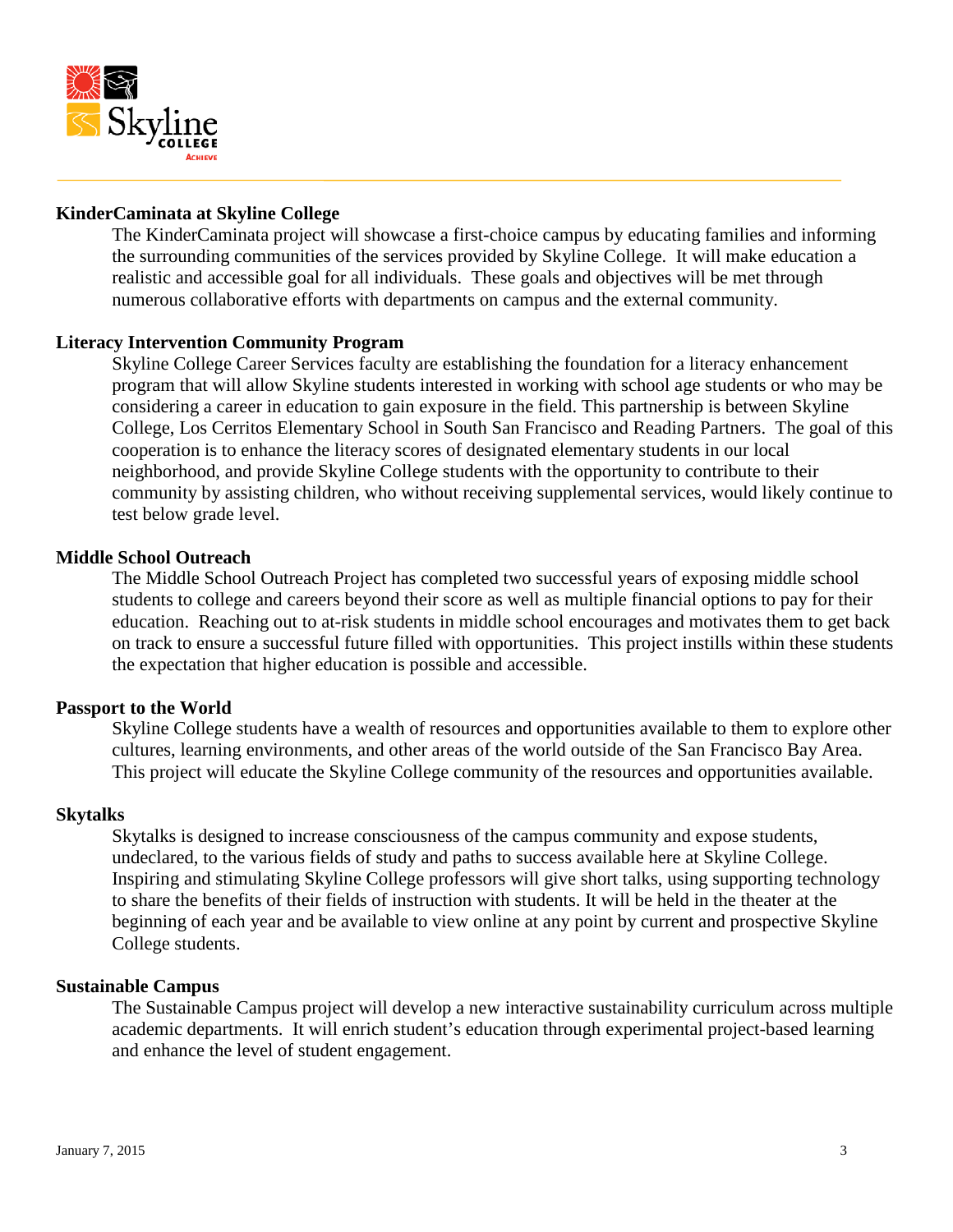**KinderCaminata at Skyline College**

The KinderCaminata project will showcase a first-choice campus by educating families and informing the surrounding communities of the services provided by Skyline College. It will make education a realistic and accessible goal for all individuals. These goals and objectives will be met through numerous collaborative efforts with departments on campus and the external community.

**Literacy Intervention Community Program**

Skyline College Career Services faculty are establishing the foundation for a literacy enhancement program that will allow Skyline students interested in working with school age students or who may be considering a career in education to gain exposure in the field. This partnership is between Skyline College, Los Cerritos Elementary School in South San Francisco and Reading Partners. The goal of this cooperation is to enhance the literacy scores of designated elementary students in our local neighborhood, and provide Skyline College students with the opportunity to contribute to their community by assisting children, who without receiving supplemental services, would likely continue to test below grade level.

**Middle School Outreach**

The Middle School Outreach Project has completed two successful years of exposing middle school students to college and careers beyond their score as well as multiple financial options to pay for their education. Reaching out to at-risk students in middle school encourages and motivates them to get back on track to ensure a successful future filled with opportunities. This project instills within these students the expectation that higher education is possible and accessible.

**Passport to the World**

Skyline College students have a wealth of resources and opportunities available to them to explore other cultures, learning environments, and other areas of the world outside of the San Francisco Bay Area. This project will educate the Skyline College community of the resources and opportunities available.

**Skytalks**

Skytalks is designed to increase consciousness of the campus community and expose students, undeclared, to the various fields of study and paths to success available here at Skyline College. Inspiring and stimulating Skyline College professors will give short talks, using supporting technology to share the benefits of their fields of instruction with students. It will be held in the theater at the beginning of each year and be available to view online at any point by current and prospective Skyline College students.

**Sustainable Campus**

The Sustainable Campus project will develop a new interactive sustainability curriculum across multiple academic departments. It will enrich student's education through experimental project-based learning and enhance the level of student engagement.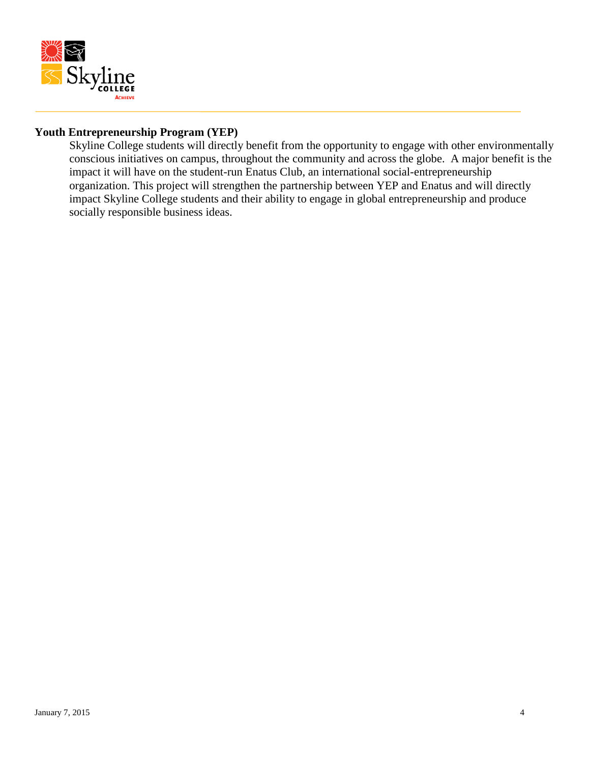**Youth Entrepreneurship Program (YEP)**

Skyline College students will directly benefit from the opportunity to engage with other environmentally conscious initiatives on campus, throughout the community and across the globe. A major benefit is the impact it will have on the student-run Enatus Club, an international social-entrepreneurship organization. This project will strengthen the partnership between YEP and Enatus and will directly impact Skyline College students and their ability to engage in global entrepreneurship and produce socially responsible business ideas.